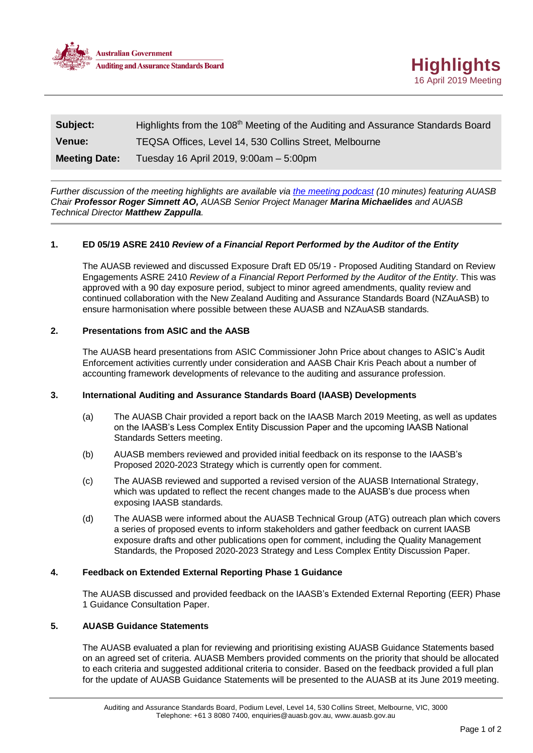Australian Government
Auditing and Assurance Standards Board

# Highlights
16 April 2019 Meeting

| | |
|---|---|
| **Subject:** | Highlights from the 108th Meeting of the Auditing and Assurance Standards Board |
| **Venue:** | TEQSA Offices, Level 14, 530 Collins Street, Melbourne |
| **Meeting Date:** | Tuesday 16 April 2019, 9:00am – 5:00pm |

*Further discussion of the meeting highlights are available via [the meeting podcast]() (10 minutes) featuring AUASB Chair* ***Professor Roger Simnett AO,*** *AUASB Senior Project Manager* ***Marina Michaelides*** *and AUASB Technical Director* ***Matthew Zappulla****.*

## 1. ED 05/19 ASRE 2410 *Review of a Financial Report Performed by the Auditor of the Entity*

The AUASB reviewed and discussed Exposure Draft ED 05/19 - Proposed Auditing Standard on Review Engagements ASRE 2410 *Review of a Financial Report Performed by the Auditor of the Entity*. This was approved with a 90 day exposure period, subject to minor agreed amendments, quality review and continued collaboration with the New Zealand Auditing and Assurance Standards Board (NZAuASB) to ensure harmonisation where possible between these AUASB and NZAuASB standards.

## 2. Presentations from ASIC and the AASB

The AUASB heard presentations from ASIC Commissioner John Price about changes to ASIC's Audit Enforcement activities currently under consideration and AASB Chair Kris Peach about a number of accounting framework developments of relevance to the auditing and assurance profession.

## 3. International Auditing and Assurance Standards Board (IAASB) Developments

(a) The AUASB Chair provided a report back on the IAASB March 2019 Meeting, as well as updates on the IAASB's Less Complex Entity Discussion Paper and the upcoming IAASB National Standards Setters meeting.

(b) AUASB members reviewed and provided initial feedback on its response to the IAASB's Proposed 2020-2023 Strategy which is currently open for comment.

(c) The AUASB reviewed and supported a revised version of the AUASB International Strategy, which was updated to reflect the recent changes made to the AUASB's due process when exposing IAASB standards.

(d) The AUASB were informed about the AUASB Technical Group (ATG) outreach plan which covers a series of proposed events to inform stakeholders and gather feedback on current IAASB exposure drafts and other publications open for comment, including the Quality Management Standards, the Proposed 2020-2023 Strategy and Less Complex Entity Discussion Paper.

## 4. Feedback on Extended External Reporting Phase 1 Guidance

The AUASB discussed and provided feedback on the IAASB's Extended External Reporting (EER) Phase 1 Guidance Consultation Paper.

## 5. AUASB Guidance Statements

The AUASB evaluated a plan for reviewing and prioritising existing AUASB Guidance Statements based on an agreed set of criteria. AUASB Members provided comments on the priority that should be allocated to each criteria and suggested additional criteria to consider. Based on the feedback provided a full plan for the update of AUASB Guidance Statements will be presented to the AUASB at its June 2019 meeting.

Auditing and Assurance Standards Board, Podium Level, Level 14, 530 Collins Street, Melbourne, VIC, 3000
Telephone: +61 3 8080 7400, enquiries@auasb.gov.au, www.auasb.gov.au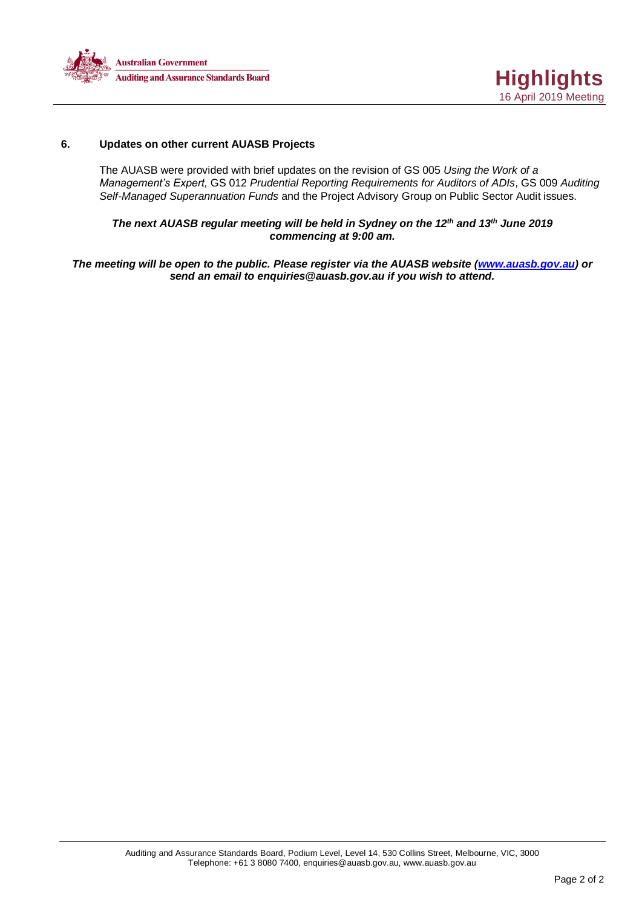### 6. Updates on other current AUASB Projects

The AUASB were provided with brief updates on the revision of GS 005 *Using the Work of a Management's Expert,* GS 012 *Prudential Reporting Requirements for Auditors of ADIs*, GS 009 *Auditing Self-Managed Superannuation Funds* and the Project Advisory Group on Public Sector Audit issues.

***The next AUASB regular meeting will be held in Sydney on the 12th and 13th June 2019 commencing at 9:00 am.***

***The meeting will be open to the public. Please register via the AUASB website ([www.auasb.gov.au](http://www.auasb.gov.au)) or send an email to enquiries@auasb.gov.au if you wish to attend.***